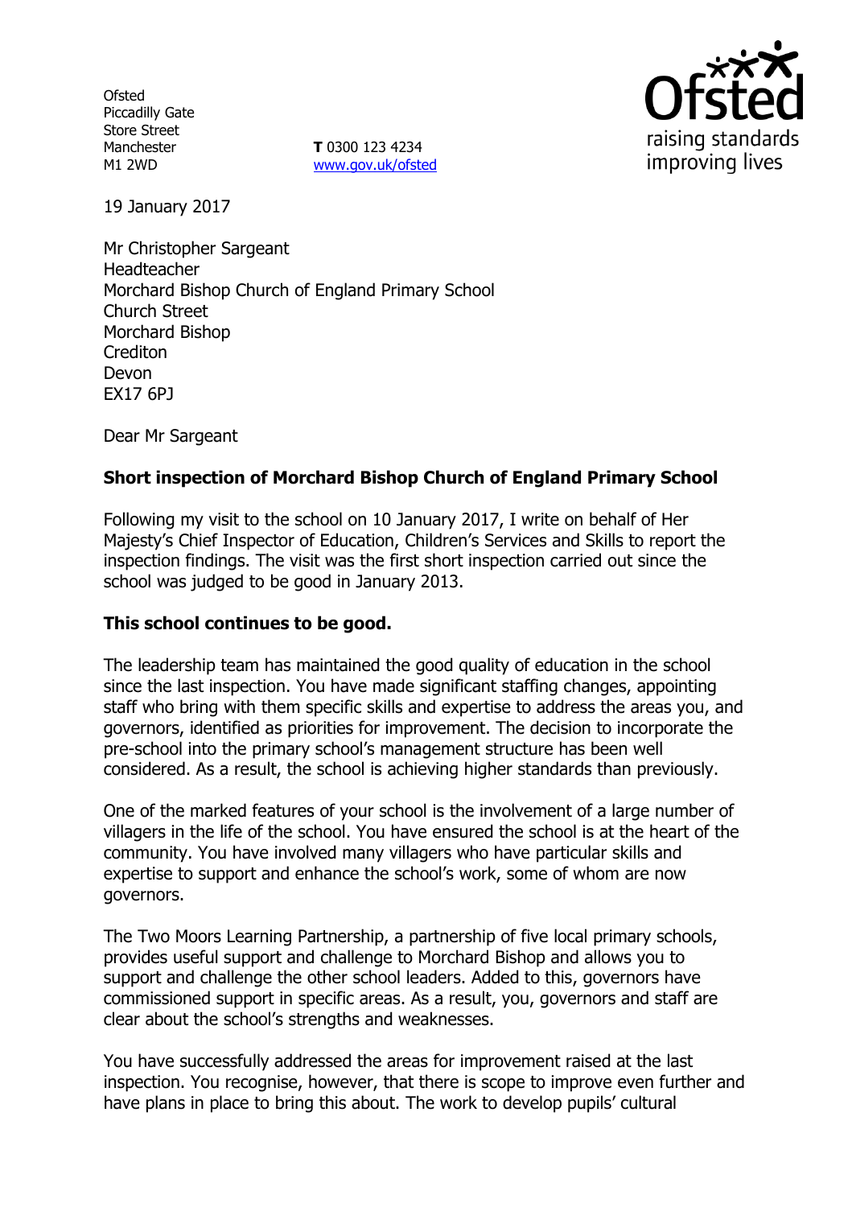Ofsted
Piccadilly Gate
Store Street
Manchester
M1 2WD

**T** 0300 123 4234
www.gov.uk/ofsted

19 January 2017

Mr Christopher Sargeant
Headteacher
Morchard Bishop Church of England Primary School
Church Street
Morchard Bishop
Crediton
Devon
EX17 6PJ

Dear Mr Sargeant

**Short inspection of Morchard Bishop Church of England Primary School**

Following my visit to the school on 10 January 2017, I write on behalf of Her Majesty's Chief Inspector of Education, Children's Services and Skills to report the inspection findings. The visit was the first short inspection carried out since the school was judged to be good in January 2013.

**This school continues to be good.**

The leadership team has maintained the good quality of education in the school since the last inspection. You have made significant staffing changes, appointing staff who bring with them specific skills and expertise to address the areas you, and governors, identified as priorities for improvement. The decision to incorporate the pre-school into the primary school's management structure has been well considered. As a result, the school is achieving higher standards than previously.

One of the marked features of your school is the involvement of a large number of villagers in the life of the school. You have ensured the school is at the heart of the community. You have involved many villagers who have particular skills and expertise to support and enhance the school's work, some of whom are now governors.

The Two Moors Learning Partnership, a partnership of five local primary schools, provides useful support and challenge to Morchard Bishop and allows you to support and challenge the other school leaders. Added to this, governors have commissioned support in specific areas. As a result, you, governors and staff are clear about the school's strengths and weaknesses.

You have successfully addressed the areas for improvement raised at the last inspection. You recognise, however, that there is scope to improve even further and have plans in place to bring this about. The work to develop pupils' cultural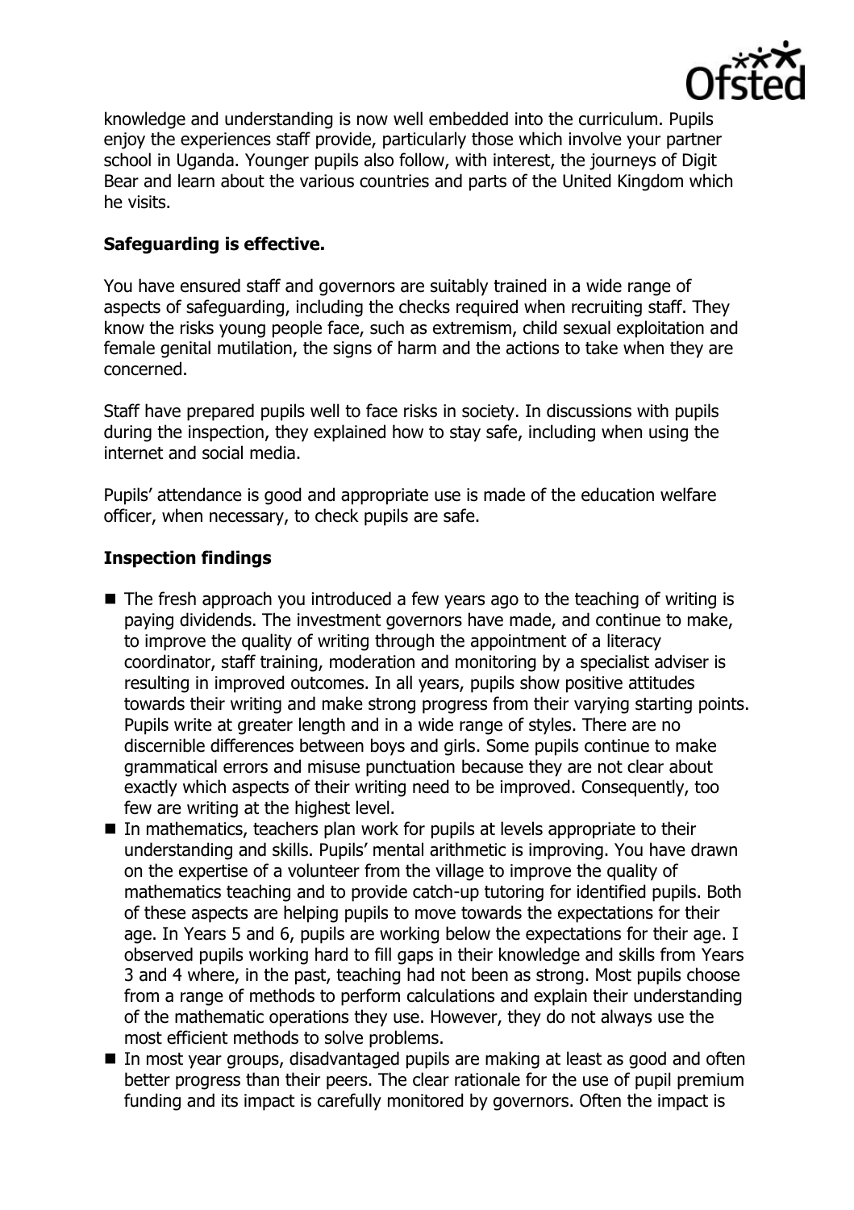knowledge and understanding is now well embedded into the curriculum. Pupils enjoy the experiences staff provide, particularly those which involve your partner school in Uganda. Younger pupils also follow, with interest, the journeys of Digit Bear and learn about the various countries and parts of the United Kingdom which he visits.

**Safeguarding is effective.**

You have ensured staff and governors are suitably trained in a wide range of aspects of safeguarding, including the checks required when recruiting staff. They know the risks young people face, such as extremism, child sexual exploitation and female genital mutilation, the signs of harm and the actions to take when they are concerned.

Staff have prepared pupils well to face risks in society. In discussions with pupils during the inspection, they explained how to stay safe, including when using the internet and social media.

Pupils' attendance is good and appropriate use is made of the education welfare officer, when necessary, to check pupils are safe.

## Inspection findings

- The fresh approach you introduced a few years ago to the teaching of writing is paying dividends. The investment governors have made, and continue to make, to improve the quality of writing through the appointment of a literacy coordinator, staff training, moderation and monitoring by a specialist adviser is resulting in improved outcomes. In all years, pupils show positive attitudes towards their writing and make strong progress from their varying starting points. Pupils write at greater length and in a wide range of styles. There are no discernible differences between boys and girls. Some pupils continue to make grammatical errors and misuse punctuation because they are not clear about exactly which aspects of their writing need to be improved. Consequently, too few are writing at the highest level.
- In mathematics, teachers plan work for pupils at levels appropriate to their understanding and skills. Pupils' mental arithmetic is improving. You have drawn on the expertise of a volunteer from the village to improve the quality of mathematics teaching and to provide catch-up tutoring for identified pupils. Both of these aspects are helping pupils to move towards the expectations for their age. In Years 5 and 6, pupils are working below the expectations for their age. I observed pupils working hard to fill gaps in their knowledge and skills from Years 3 and 4 where, in the past, teaching had not been as strong. Most pupils choose from a range of methods to perform calculations and explain their understanding of the mathematic operations they use. However, they do not always use the most efficient methods to solve problems.
- In most year groups, disadvantaged pupils are making at least as good and often better progress than their peers. The clear rationale for the use of pupil premium funding and its impact is carefully monitored by governors. Often the impact is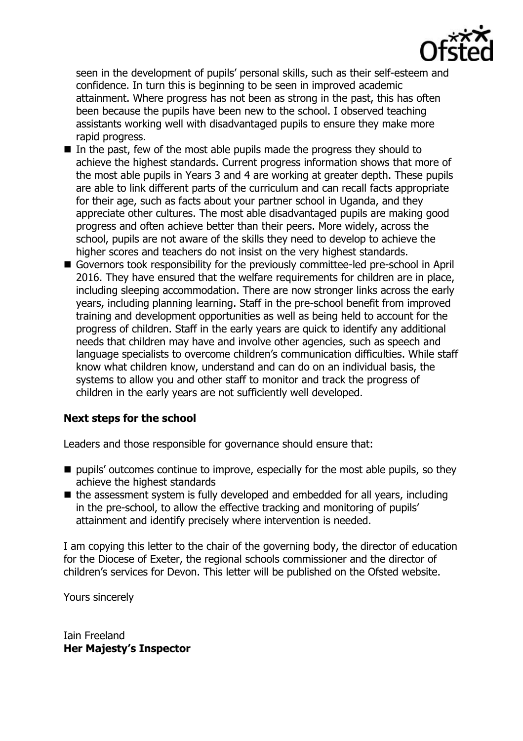seen in the development of pupils' personal skills, such as their self-esteem and confidence. In turn this is beginning to be seen in improved academic attainment. Where progress has not been as strong in the past, this has often been because the pupils have been new to the school. I observed teaching assistants working well with disadvantaged pupils to ensure they make more rapid progress.

- In the past, few of the most able pupils made the progress they should to achieve the highest standards. Current progress information shows that more of the most able pupils in Years 3 and 4 are working at greater depth. These pupils are able to link different parts of the curriculum and can recall facts appropriate for their age, such as facts about your partner school in Uganda, and they appreciate other cultures. The most able disadvantaged pupils are making good progress and often achieve better than their peers. More widely, across the school, pupils are not aware of the skills they need to develop to achieve the higher scores and teachers do not insist on the very highest standards.
- Governors took responsibility for the previously committee-led pre-school in April 2016. They have ensured that the welfare requirements for children are in place, including sleeping accommodation. There are now stronger links across the early years, including planning learning. Staff in the pre-school benefit from improved training and development opportunities as well as being held to account for the progress of children. Staff in the early years are quick to identify any additional needs that children may have and involve other agencies, such as speech and language specialists to overcome children's communication difficulties. While staff know what children know, understand and can do on an individual basis, the systems to allow you and other staff to monitor and track the progress of children in the early years are not sufficiently well developed.

### Next steps for the school

Leaders and those responsible for governance should ensure that:

- pupils' outcomes continue to improve, especially for the most able pupils, so they achieve the highest standards
- the assessment system is fully developed and embedded for all years, including in the pre-school, to allow the effective tracking and monitoring of pupils' attainment and identify precisely where intervention is needed.

I am copying this letter to the chair of the governing body, the director of education for the Diocese of Exeter, the regional schools commissioner and the director of children's services for Devon. This letter will be published on the Ofsted website.

Yours sincerely

Iain Freeland
**Her Majesty's Inspector**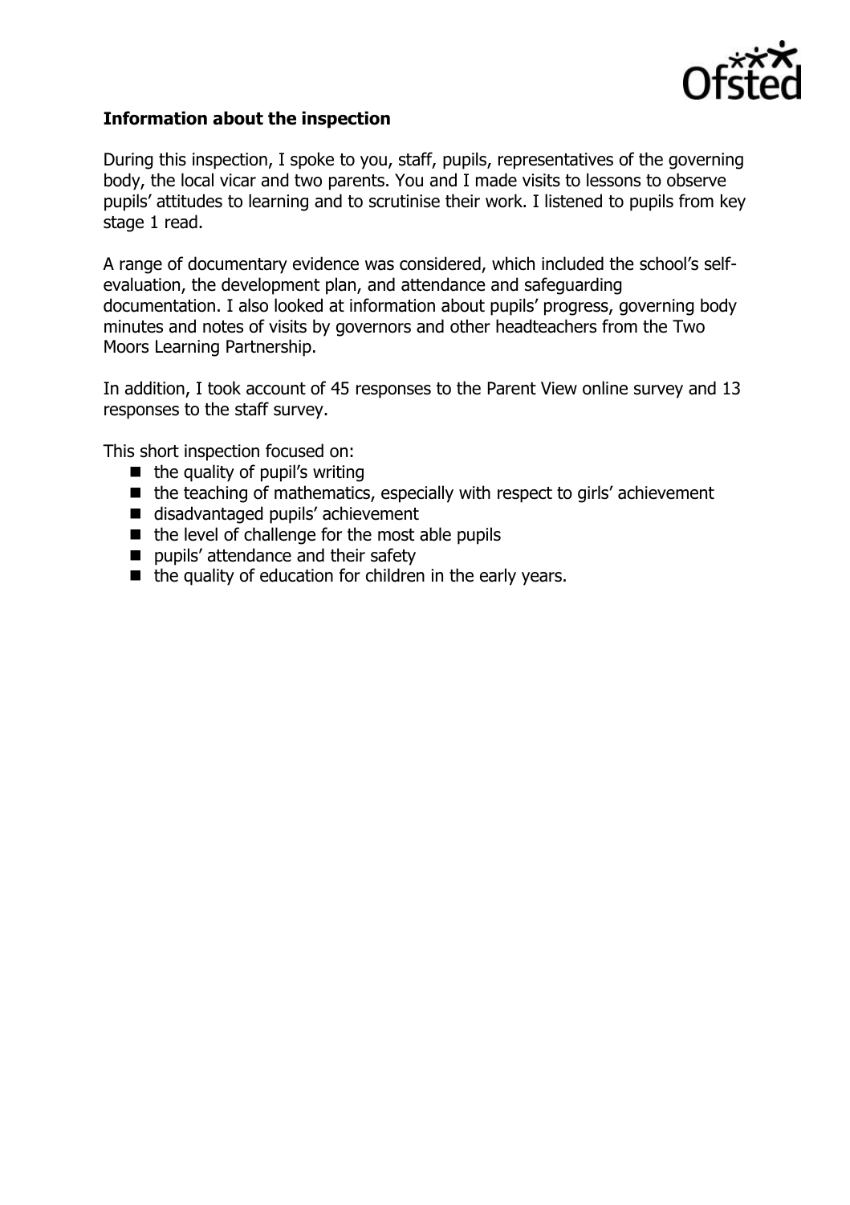**Information about the inspection**

During this inspection, I spoke to you, staff, pupils, representatives of the governing body, the local vicar and two parents. You and I made visits to lessons to observe pupils' attitudes to learning and to scrutinise their work. I listened to pupils from key stage 1 read.

A range of documentary evidence was considered, which included the school's self-evaluation, the development plan, and attendance and safeguarding documentation. I also looked at information about pupils' progress, governing body minutes and notes of visits by governors and other headteachers from the Two Moors Learning Partnership.

In addition, I took account of 45 responses to the Parent View online survey and 13 responses to the staff survey.

This short inspection focused on:

- the quality of pupil's writing
- the teaching of mathematics, especially with respect to girls' achievement
- disadvantaged pupils' achievement
- the level of challenge for the most able pupils
- pupils' attendance and their safety
- the quality of education for children in the early years.